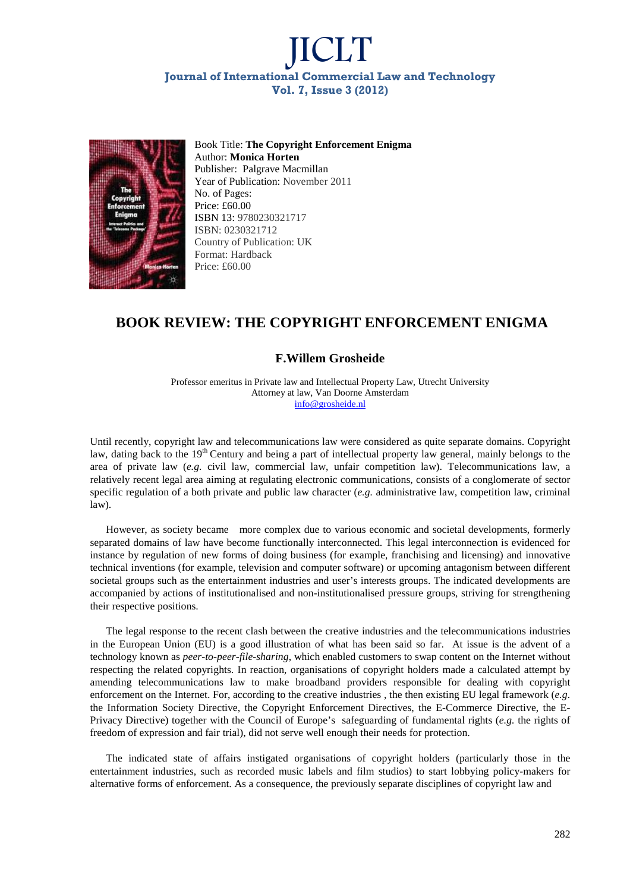Book Title: **The Copyright Enforcement Enigma**
Author: **Monica Horten**
Publisher: Palgrave Macmillan
Year of Publication: November 2011
No. of Pages:
Price: £60.00
ISBN 13: 9780230321717
ISBN: 0230321712
Country of Publication: UK
Format: Hardback
Price: £60.00

# BOOK REVIEW: THE COPYRIGHT ENFORCEMENT ENIGMA

### F.Willem Grosheide

Professor emeritus in Private law and Intellectual Property Law, Utrecht University
Attorney at law, Van Doorne Amsterdam
info@grosheide.nl

Until recently, copyright law and telecommunications law were considered as quite separate domains. Copyright law, dating back to the 19th Century and being a part of intellectual property law general, mainly belongs to the area of private law (*e.g.* civil law, commercial law, unfair competition law). Telecommunications law, a relatively recent legal area aiming at regulating electronic communications, consists of a conglomerate of sector specific regulation of a both private and public law character (*e.g.* administrative law, competition law, criminal law).

However, as society became more complex due to various economic and societal developments, formerly separated domains of law have become functionally interconnected. This legal interconnection is evidenced for instance by regulation of new forms of doing business (for example, franchising and licensing) and innovative technical inventions (for example, television and computer software) or upcoming antagonism between different societal groups such as the entertainment industries and user's interests groups. The indicated developments are accompanied by actions of institutionalised and non-institutionalised pressure groups, striving for strengthening their respective positions.

The legal response to the recent clash between the creative industries and the telecommunications industries in the European Union (EU) is a good illustration of what has been said so far. At issue is the advent of a technology known as *peer-to-peer-file-sharing*, which enabled customers to swap content on the Internet without respecting the related copyrights. In reaction, organisations of copyright holders made a calculated attempt by amending telecommunications law to make broadband providers responsible for dealing with copyright enforcement on the Internet. For, according to the creative industries , the then existing EU legal framework (*e.g.* the Information Society Directive, the Copyright Enforcement Directives, the E-Commerce Directive, the E-Privacy Directive) together with the Council of Europe's safeguarding of fundamental rights (*e.g.* the rights of freedom of expression and fair trial), did not serve well enough their needs for protection.

The indicated state of affairs instigated organisations of copyright holders (particularly those in the entertainment industries, such as recorded music labels and film studios) to start lobbying policy-makers for alternative forms of enforcement. As a consequence, the previously separate disciplines of copyright law and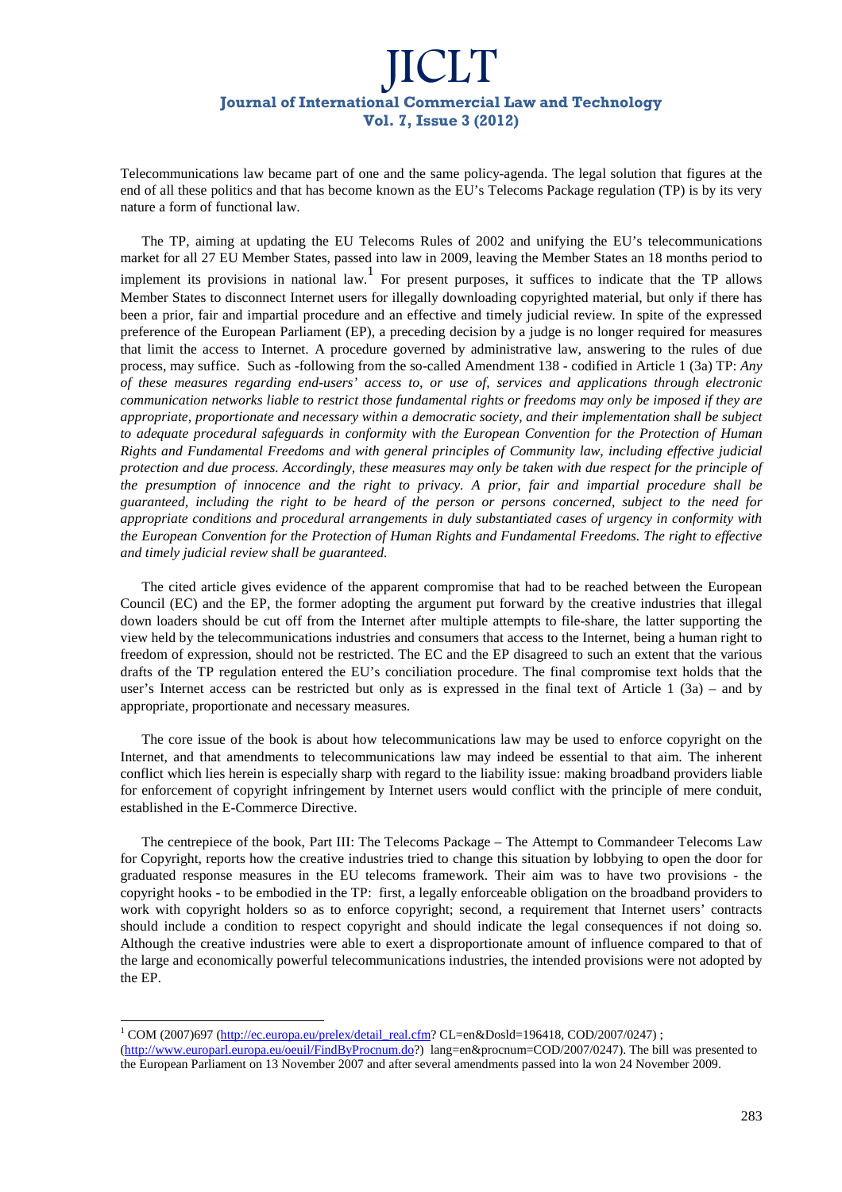Telecommunications law became part of one and the same policy-agenda. The legal solution that figures at the end of all these politics and that has become known as the EU's Telecoms Package regulation (TP) is by its very nature a form of functional law.

The TP, aiming at updating the EU Telecoms Rules of 2002 and unifying the EU's telecommunications market for all 27 EU Member States, passed into law in 2009, leaving the Member States an 18 months period to implement its provisions in national law.[1] For present purposes, it suffices to indicate that the TP allows Member States to disconnect Internet users for illegally downloading copyrighted material, but only if there has been a prior, fair and impartial procedure and an effective and timely judicial review. In spite of the expressed preference of the European Parliament (EP), a preceding decision by a judge is no longer required for measures that limit the access to Internet. A procedure governed by administrative law, answering to the rules of due process, may suffice. Such as -following from the so-called Amendment 138 - codified in Article 1 (3a) TP: *Any of these measures regarding end-users' access to, or use of, services and applications through electronic communication networks liable to restrict those fundamental rights or freedoms may only be imposed if they are appropriate, proportionate and necessary within a democratic society, and their implementation shall be subject to adequate procedural safeguards in conformity with the European Convention for the Protection of Human Rights and Fundamental Freedoms and with general principles of Community law, including effective judicial protection and due process. Accordingly, these measures may only be taken with due respect for the principle of the presumption of innocence and the right to privacy. A prior, fair and impartial procedure shall be guaranteed, including the right to be heard of the person or persons concerned, subject to the need for appropriate conditions and procedural arrangements in duly substantiated cases of urgency in conformity with the European Convention for the Protection of Human Rights and Fundamental Freedoms. The right to effective and timely judicial review shall be guaranteed.*

The cited article gives evidence of the apparent compromise that had to be reached between the European Council (EC) and the EP, the former adopting the argument put forward by the creative industries that illegal down loaders should be cut off from the Internet after multiple attempts to file-share, the latter supporting the view held by the telecommunications industries and consumers that access to the Internet, being a human right to freedom of expression, should not be restricted. The EC and the EP disagreed to such an extent that the various drafts of the TP regulation entered the EU's conciliation procedure. The final compromise text holds that the user's Internet access can be restricted but only as is expressed in the final text of Article 1 (3a) – and by appropriate, proportionate and necessary measures.

The core issue of the book is about how telecommunications law may be used to enforce copyright on the Internet, and that amendments to telecommunications law may indeed be essential to that aim. The inherent conflict which lies herein is especially sharp with regard to the liability issue: making broadband providers liable for enforcement of copyright infringement by Internet users would conflict with the principle of mere conduit, established in the E-Commerce Directive.

The centrepiece of the book, Part III: The Telecoms Package – The Attempt to Commandeer Telecoms Law for Copyright, reports how the creative industries tried to change this situation by lobbying to open the door for graduated response measures in the EU telecoms framework. Their aim was to have two provisions - the copyright hooks - to be embodied in the TP: first, a legally enforceable obligation on the broadband providers to work with copyright holders so as to enforce copyright; second, a requirement that Internet users' contracts should include a condition to respect copyright and should indicate the legal consequences if not doing so. Although the creative industries were able to exert a disproportionate amount of influence compared to that of the large and economically powerful telecommunications industries, the intended provisions were not adopted by the EP.

---

[1] COM (2007)697 (http://ec.europa.eu/prelex/detail_real.cfm? CL=en&Dosld=196418, COD/2007/0247) ; (http://www.europarl.europa.eu/oeuil/FindByProcnum.do?) lang=en&procnum=COD/2007/0247). The bill was presented to the European Parliament on 13 November 2007 and after several amendments passed into la won 24 November 2009.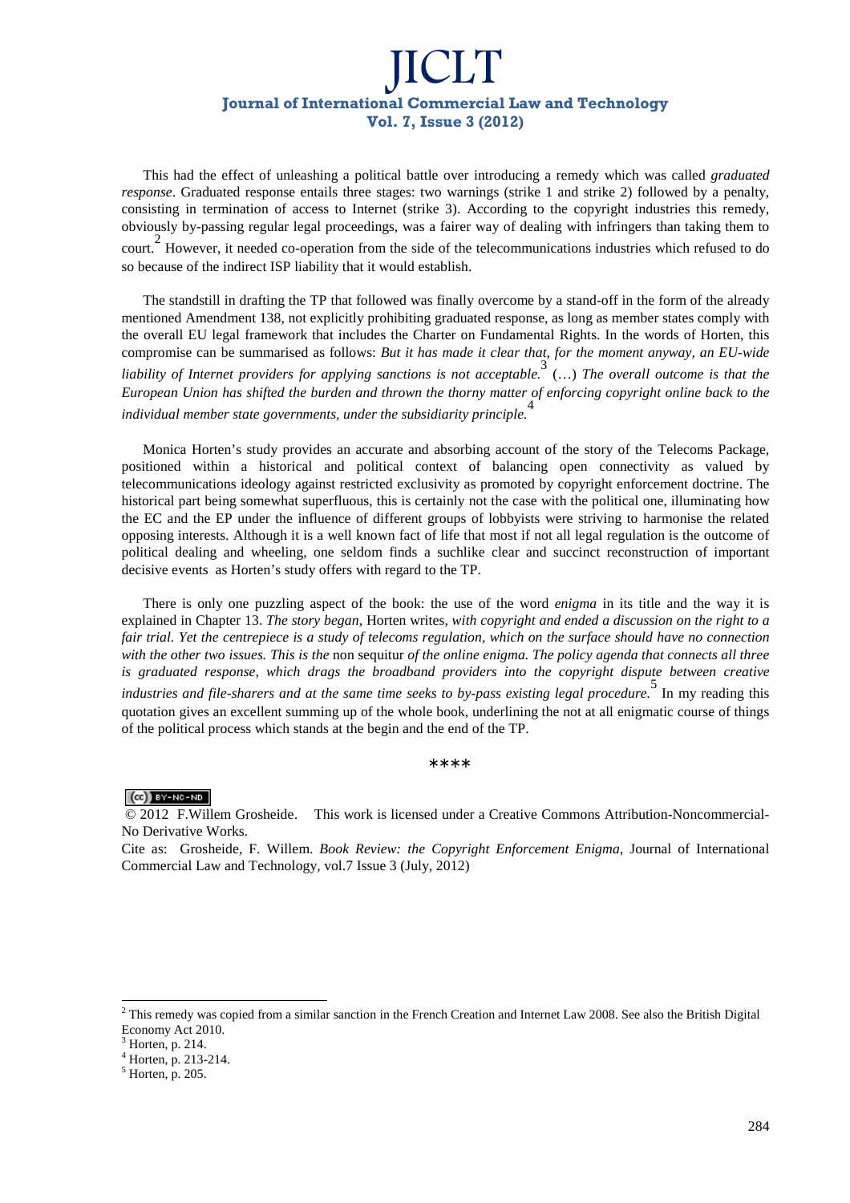This had the effect of unleashing a political battle over introducing a remedy which was called *graduated response*. Graduated response entails three stages: two warnings (strike 1 and strike 2) followed by a penalty, consisting in termination of access to Internet (strike 3). According to the copyright industries this remedy, obviously by-passing regular legal proceedings, was a fairer way of dealing with infringers than taking them to court.[2] However, it needed co-operation from the side of the telecommunications industries which refused to do so because of the indirect ISP liability that it would establish.

The standstill in drafting the TP that followed was finally overcome by a stand-off in the form of the already mentioned Amendment 138, not explicitly prohibiting graduated response, as long as member states comply with the overall EU legal framework that includes the Charter on Fundamental Rights. In the words of Horten, this compromise can be summarised as follows: *But it has made it clear that, for the moment anyway, an EU-wide liability of Internet providers for applying sanctions is not acceptable.*[3] (…) *The overall outcome is that the European Union has shifted the burden and thrown the thorny matter of enforcing copyright online back to the individual member state governments, under the subsidiarity principle.*[4]

Monica Horten's study provides an accurate and absorbing account of the story of the Telecoms Package, positioned within a historical and political context of balancing open connectivity as valued by telecommunications ideology against restricted exclusivity as promoted by copyright enforcement doctrine. The historical part being somewhat superfluous, this is certainly not the case with the political one, illuminating how the EC and the EP under the influence of different groups of lobbyists were striving to harmonise the related opposing interests. Although it is a well known fact of life that most if not all legal regulation is the outcome of political dealing and wheeling, one seldom finds a suchlike clear and succinct reconstruction of important decisive events as Horten's study offers with regard to the TP.

There is only one puzzling aspect of the book: the use of the word *enigma* in its title and the way it is explained in Chapter 13. *The story began,* Horten writes*, with copyright and ended a discussion on the right to a fair trial. Yet the centrepiece is a study of telecoms regulation, which on the surface should have no connection with the other two issues. This is the* non sequitur *of the online enigma. The policy agenda that connects all three is graduated response, which drags the broadband providers into the copyright dispute between creative industries and file-sharers and at the same time seeks to by-pass existing legal procedure.*[5] In my reading this quotation gives an excellent summing up of the whole book, underlining the not at all enigmatic course of things of the political process which stands at the begin and the end of the TP.

\*\*\*\*

© 2012 F.Willem Grosheide. This work is licensed under a Creative Commons Attribution-Noncommercial-No Derivative Works.

Cite as: Grosheide, F. Willem. *Book Review: the Copyright Enforcement Enigma*, Journal of International Commercial Law and Technology, vol.7 Issue 3 (July, 2012)

---

[2] This remedy was copied from a similar sanction in the French Creation and Internet Law 2008. See also the British Digital Economy Act 2010.

[3] Horten, p. 214.

[4] Horten, p. 213-214.

[5] Horten, p. 205.